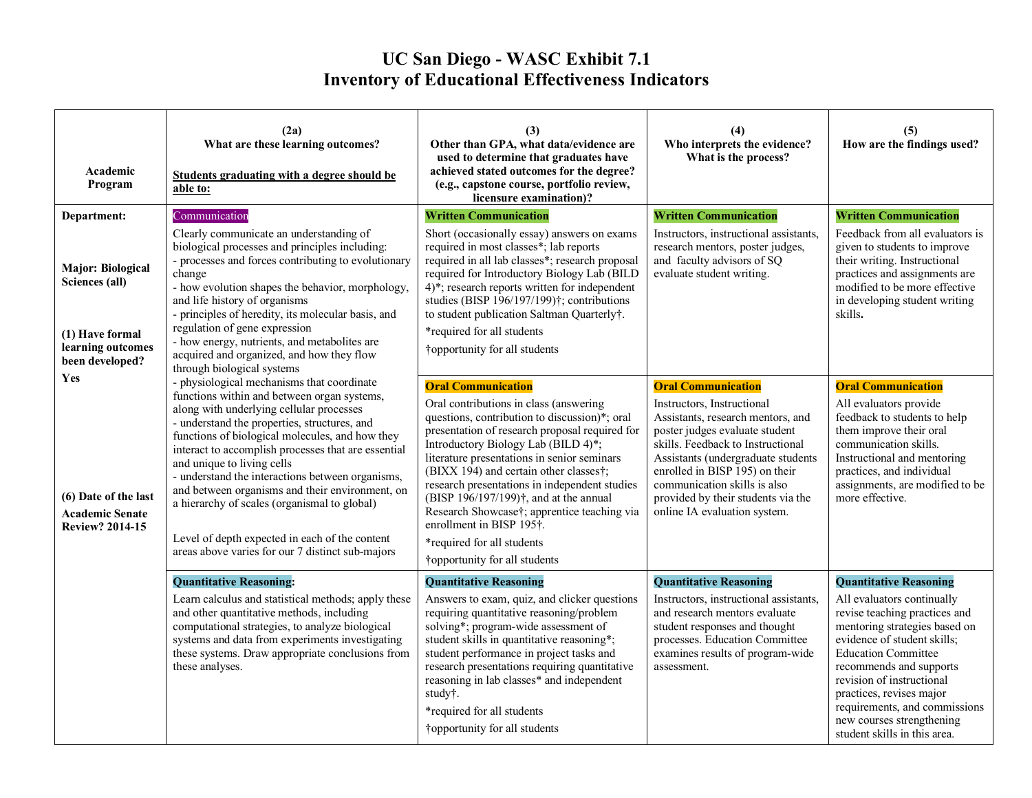# UC San Diego - WASC Exhibit 7.1
# Inventory of Educational Effectiveness Indicators

| Academic Program | (2a) What are these learning outcomes? **Students graduating with a degree should be able to:** | (3) Other than GPA, what data/evidence are used to determine that graduates have achieved stated outcomes for the degree? (e.g., capstone course, portfolio review, licensure examination)? | (4) Who interprets the evidence? What is the process? | (5) How are the findings used? |
|---|---|---|---|---|
| **Department:** <br><br> **Major: Biological Sciences (all)** <br><br> **(1) Have formal learning outcomes been developed? Yes** <br><br> **(6) Date of the last Academic Senate Review? 2014-15** | Communication <br><br> Clearly communicate an understanding of biological processes and principles including: <br> - processes and forces contributing to evolutionary change <br> - how evolution shapes the behavior, morphology, and life history of organisms <br> - principles of heredity, its molecular basis, and regulation of gene expression <br> - how energy, nutrients, and metabolites are acquired and organized, and how they flow through biological systems <br> - physiological mechanisms that coordinate functions within and between organ systems, along with underlying cellular processes <br> - understand the properties, structures, and functions of biological molecules, and how they interact to accomplish processes that are essential and unique to living cells <br> - understand the interactions between organisms, and between organisms and their environment, on a hierarchy of scales (organismal to global) <br><br> Level of depth expected in each of the content areas above varies for our 7 distinct sub-majors | **Written Communication** <br><br> Short (occasionally essay) answers on exams required in most classes*; lab reports required in all lab classes*; research proposal required for Introductory Biology Lab (BILD 4)*; research reports written for independent studies (BISP 196/197/199)†; contributions to student publication Saltman Quarterly†. <br><br> *required for all students <br><br> †opportunity for all students | **Written Communication** <br><br> Instructors, instructional assistants, research mentors, poster judges, and faculty advisors of SQ evaluate student writing. | **Written Communication** <br><br> Feedback from all evaluators is given to students to improve their writing. Instructional practices and assignments are modified to be more effective in developing student writing skills**.** |
| | | **Oral Communication** <br><br> Oral contributions in class (answering questions, contribution to discussion)*; oral presentation of research proposal required for Introductory Biology Lab (BILD 4)*; literature presentations in senior seminars (BIXX 194) and certain other classes†; research presentations in independent studies (BISP 196/197/199)†, and at the annual Research Showcase†; apprentice teaching via enrollment in BISP 195†. <br><br> *required for all students <br><br> †opportunity for all students | **Oral Communication** <br><br> Instructors, Instructional Assistants, research mentors, and poster judges evaluate student skills. Feedback to Instructional Assistants (undergraduate students enrolled in BISP 195) on their communication skills is also provided by their students via the online IA evaluation system. | **Oral Communication** <br><br> All evaluators provide feedback to students to help them improve their oral communication skills. Instructional and mentoring practices, and individual assignments, are modified to be more effective. |
| | **Quantitative Reasoning**: <br><br> Learn calculus and statistical methods; apply these and other quantitative methods, including computational strategies, to analyze biological systems and data from experiments investigating these systems. Draw appropriate conclusions from these analyses. | **Quantitative Reasoning** <br><br> Answers to exam, quiz, and clicker questions requiring quantitative reasoning/problem solving*; program-wide assessment of student skills in quantitative reasoning*; student performance in project tasks and research presentations requiring quantitative reasoning in lab classes* and independent study†. <br><br> *required for all students <br><br> †opportunity for all students | **Quantitative Reasoning** <br><br> Instructors, instructional assistants, and research mentors evaluate student responses and thought processes. Education Committee examines results of program-wide assessment. | **Quantitative Reasoning** <br><br> All evaluators continually revise teaching practices and mentoring strategies based on evidence of student skills; Education Committee recommends and supports revision of instructional practices, revises major requirements, and commissions new courses strengthening student skills in this area. |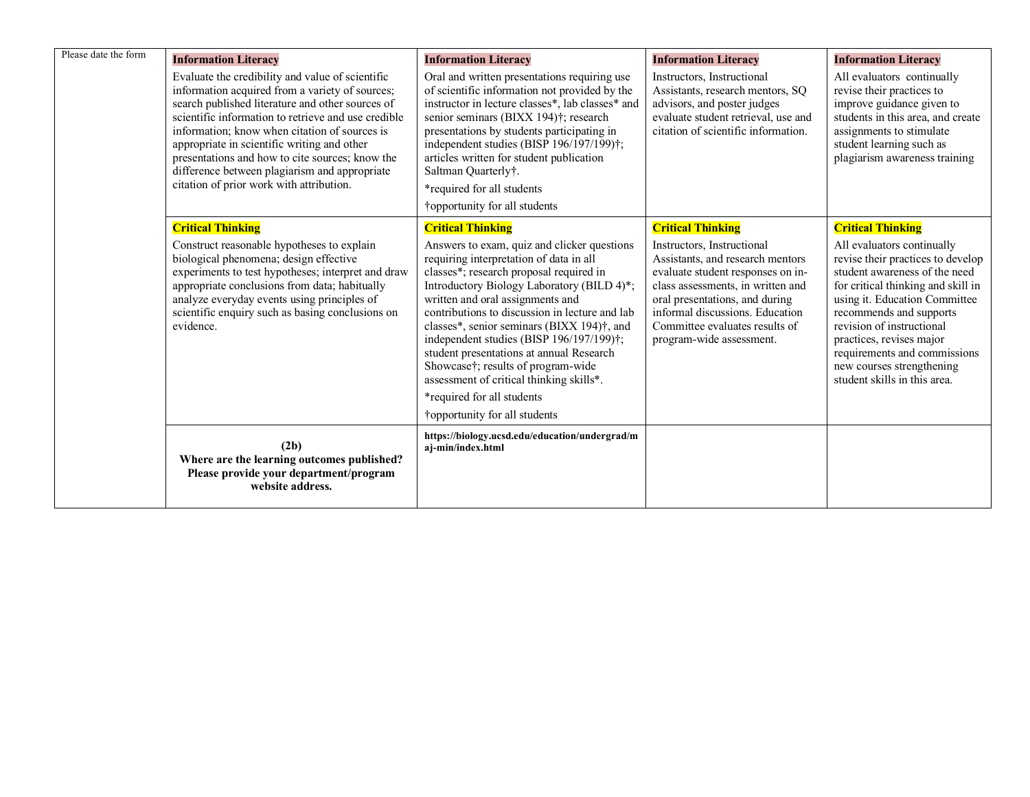| | | | | |
|---|---|---|---|---|
| Please date the form | **Information Literacy**<br>Evaluate the credibility and value of scientific information acquired from a variety of sources; search published literature and other sources of scientific information to retrieve and use credible information; know when citation of sources is appropriate in scientific writing and other presentations and how to cite sources; know the difference between plagiarism and appropriate citation of prior work with attribution. | **Information Literacy**<br>Oral and written presentations requiring use of scientific information not provided by the instructor in lecture classes*, lab classes* and senior seminars (BIXX 194)†; research presentations by students participating in independent studies (BISP 196/197/199)†; articles written for student publication Saltman Quarterly†.<br>*required for all students<br>†opportunity for all students | **Information Literacy**<br>Instructors, Instructional Assistants, research mentors, SQ advisors, and poster judges evaluate student retrieval, use and citation of scientific information. | **Information Literacy**<br>All evaluators continually revise their practices to improve guidance given to students in this area, and create assignments to stimulate student learning such as plagiarism awareness training |
| | **Critical Thinking**<br>Construct reasonable hypotheses to explain biological phenomena; design effective experiments to test hypotheses; interpret and draw appropriate conclusions from data; habitually analyze everyday events using principles of scientific enquiry such as basing conclusions on evidence. | **Critical Thinking**<br>Answers to exam, quiz and clicker questions requiring interpretation of data in all classes*; research proposal required in Introductory Biology Laboratory (BILD 4)*; written and oral assignments and contributions to discussion in lecture and lab classes*, senior seminars (BIXX 194)†, and independent studies (BISP 196/197/199)†; student presentations at annual Research Showcase†; results of program-wide assessment of critical thinking skills*.<br>*required for all students<br>†opportunity for all students | **Critical Thinking**<br>Instructors, Instructional Assistants, and research mentors evaluate student responses on in-class assessments, in written and oral presentations, and during informal discussions. Education Committee evaluates results of program-wide assessment. | **Critical Thinking**<br>All evaluators continually revise their practices to develop student awareness of the need for critical thinking and skill in using it. Education Committee recommends and supports revision of instructional practices, revises major requirements and commissions new courses strengthening student skills in this area. |
| | **(2b)**<br>**Where are the learning outcomes published? Please provide your department/program website address.** | **https://biology.ucsd.edu/education/undergrad/maj-min/index.html** | | |